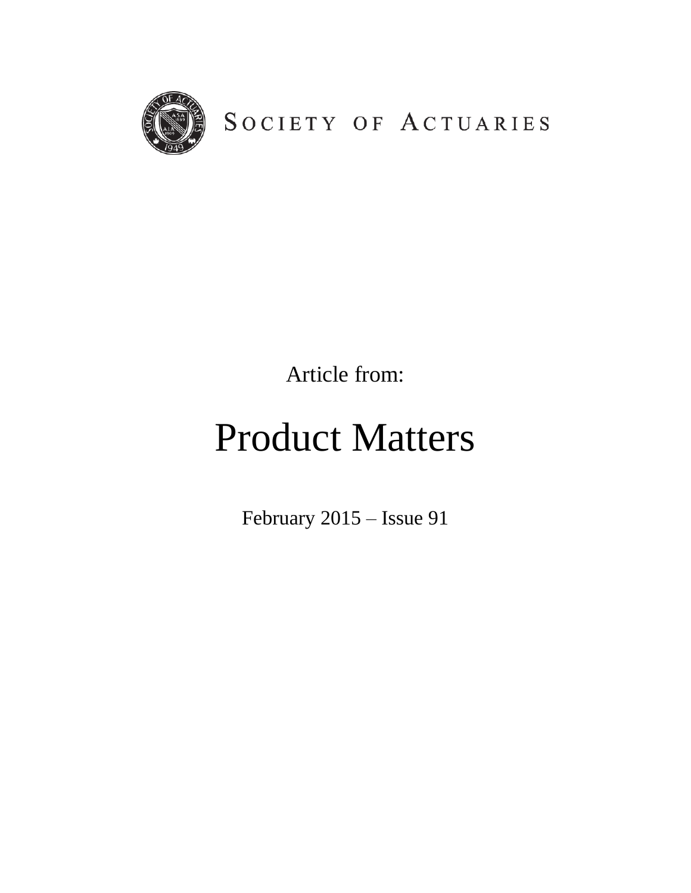SOCIETY OF ACTUARIES

Article from:

# Product Matters

February 2015 – Issue 91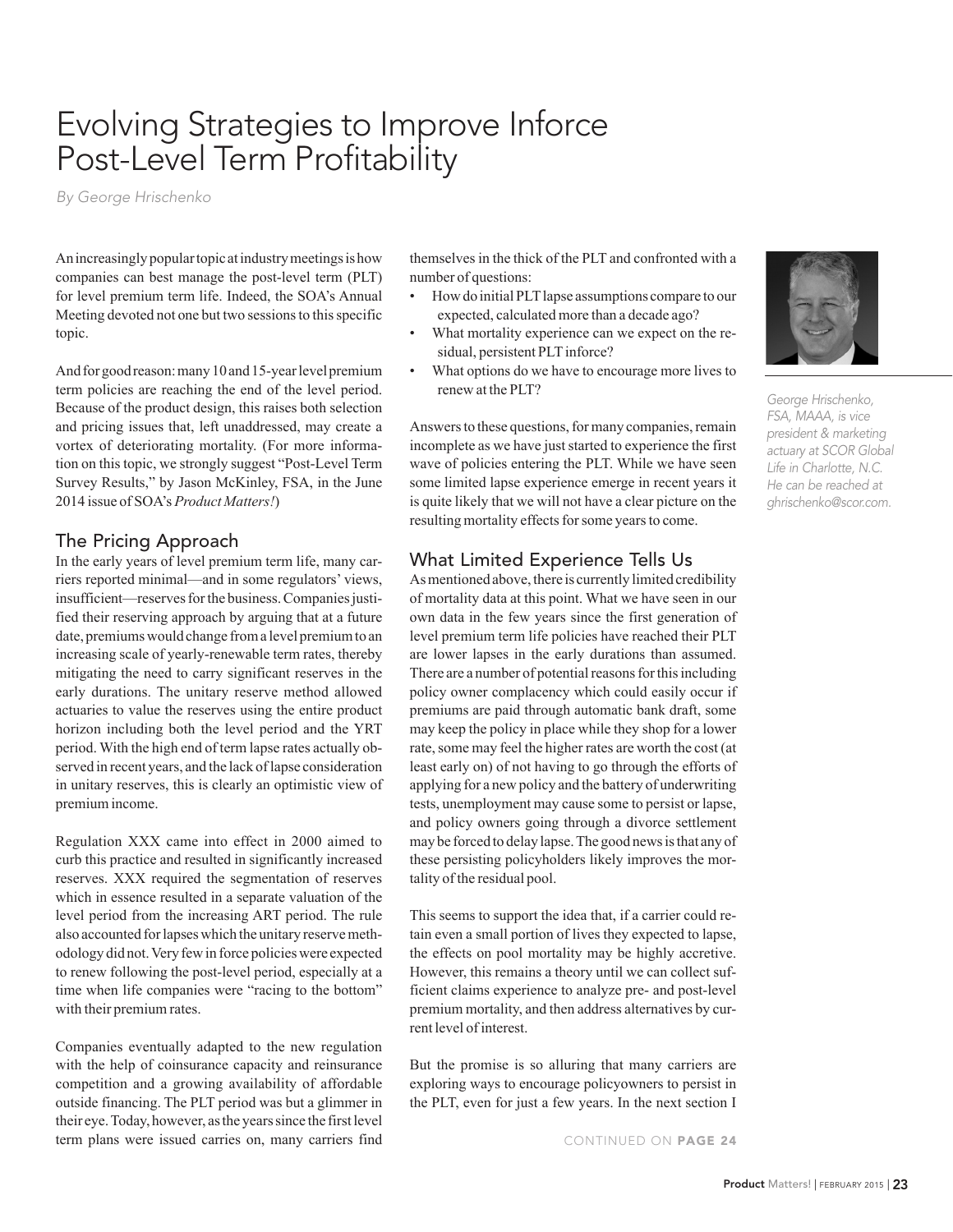# Evolving Strategies to Improve Inforce Post-Level Term Profitability

*By George Hrischenko*

An increasingly popular topic at industry meetings is how companies can best manage the post-level term (PLT) for level premium term life. Indeed, the SOA's Annual Meeting devoted not one but two sessions to this specific topic.

And for good reason: many 10 and 15-year level premium term policies are reaching the end of the level period. Because of the product design, this raises both selection and pricing issues that, left unaddressed, may create a vortex of deteriorating mortality. (For more information on this topic, we strongly suggest "Post-Level Term Survey Results," by Jason McKinley, FSA, in the June 2014 issue of SOA's *Product Matters!*)

## The Pricing Approach

In the early years of level premium term life, many carriers reported minimal—and in some regulators' views, insufficient—reserves for the business. Companies justified their reserving approach by arguing that at a future date, premiums would change from a level premium to an increasing scale of yearly-renewable term rates, thereby mitigating the need to carry significant reserves in the early durations. The unitary reserve method allowed actuaries to value the reserves using the entire product horizon including both the level period and the YRT period. With the high end of term lapse rates actually observed in recent years, and the lack of lapse consideration in unitary reserves, this is clearly an optimistic view of premium income.

Regulation XXX came into effect in 2000 aimed to curb this practice and resulted in significantly increased reserves. XXX required the segmentation of reserves which in essence resulted in a separate valuation of the level period from the increasing ART period. The rule also accounted for lapses which the unitary reserve methodology did not. Very few in force policies were expected to renew following the post-level period, especially at a time when life companies were "racing to the bottom" with their premium rates.

Companies eventually adapted to the new regulation with the help of coinsurance capacity and reinsurance competition and a growing availability of affordable outside financing. The PLT period was but a glimmer in their eye. Today, however, as the years since the first level term plans were issued carries on, many carriers find themselves in the thick of the PLT and confronted with a number of questions:

- How do initial PLT lapse assumptions compare to our expected, calculated more than a decade ago?
- What mortality experience can we expect on the residual, persistent PLT inforce?
- What options do we have to encourage more lives to renew at the PLT?

Answers to these questions, for many companies, remain incomplete as we have just started to experience the first wave of policies entering the PLT. While we have seen some limited lapse experience emerge in recent years it is quite likely that we will not have a clear picture on the resulting mortality effects for some years to come.

## What Limited Experience Tells Us

As mentioned above, there is currently limited credibility of mortality data at this point. What we have seen in our own data in the few years since the first generation of level premium term life policies have reached their PLT are lower lapses in the early durations than assumed. There are a number of potential reasons for this including policy owner complacency which could easily occur if premiums are paid through automatic bank draft, some may keep the policy in place while they shop for a lower rate, some may feel the higher rates are worth the cost (at least early on) of not having to go through the efforts of applying for a new policy and the battery of underwriting tests, unemployment may cause some to persist or lapse, and policy owners going through a divorce settlement may be forced to delay lapse. The good news is that any of these persisting policyholders likely improves the mortality of the residual pool.

This seems to support the idea that, if a carrier could retain even a small portion of lives they expected to lapse, the effects on pool mortality may be highly accretive. However, this remains a theory until we can collect sufficient claims experience to analyze pre- and post-level premium mortality, and then address alternatives by current level of interest.

But the promise is so alluring that many carriers are exploring ways to encourage policyowners to persist in the PLT, even for just a few years. In the next section I

CONTINUED ON PAGE 24

*George Hrischenko, FSA, MAAA, is vice president & marketing actuary at SCOR Global Life in Charlotte, N.C. He can be reached at ghrischenko@scor.com.*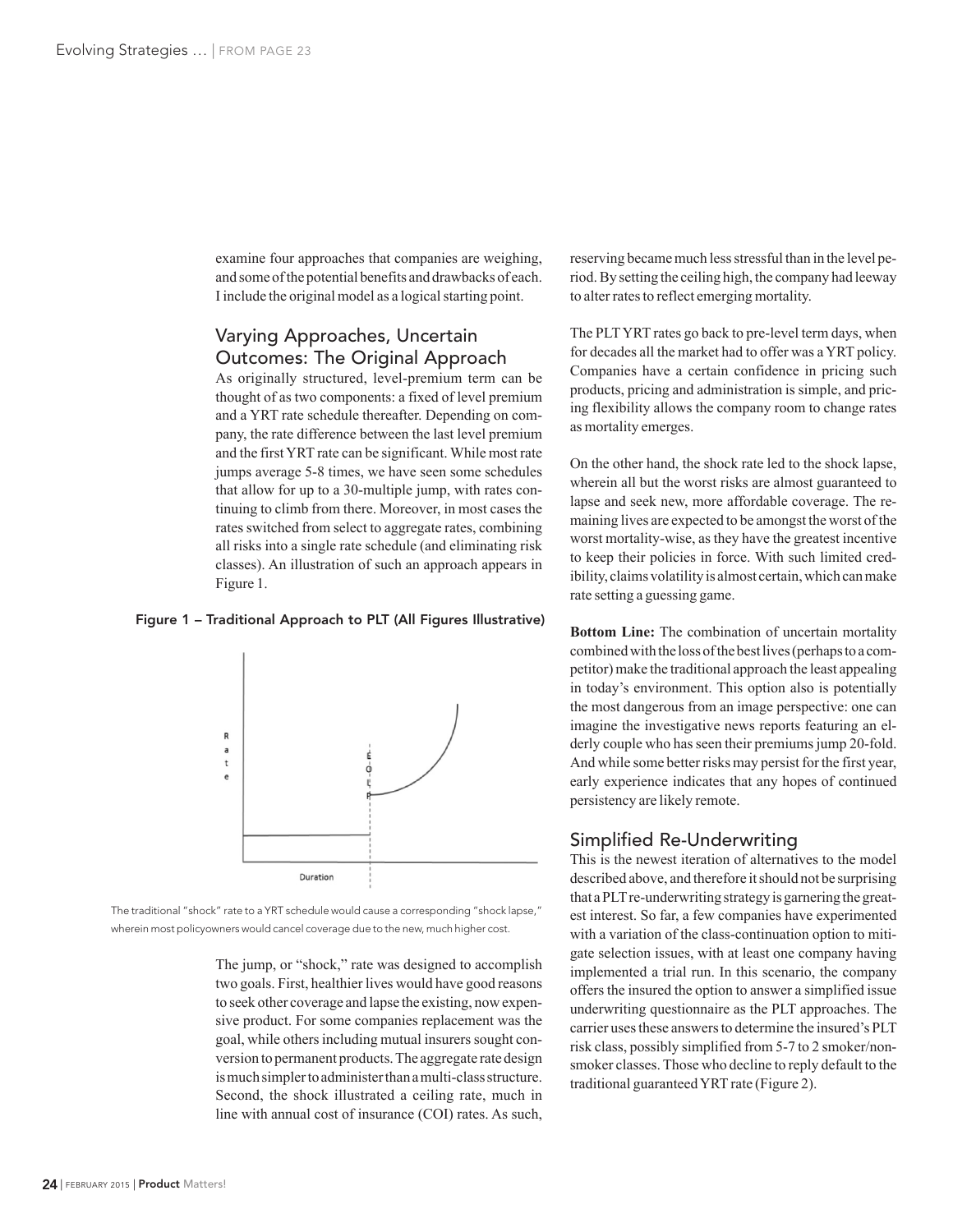examine four approaches that companies are weighing, and some of the potential benefits and drawbacks of each. I include the original model as a logical starting point.

## Varying Approaches, Uncertain Outcomes: The Original Approach

As originally structured, level-premium term can be thought of as two components: a fixed of level premium and a YRT rate schedule thereafter. Depending on company, the rate difference between the last level premium and the first YRT rate can be significant. While most rate jumps average 5-8 times, we have seen some schedules that allow for up to a 30-multiple jump, with rates continuing to climb from there. Moreover, in most cases the rates switched from select to aggregate rates, combining all risks into a single rate schedule (and eliminating risk classes). An illustration of such an approach appears in Figure 1.

**Figure 1 – Traditional Approach to PLT (All Figures Illustrative)**

The traditional "shock" rate to a YRT schedule would cause a corresponding "shock lapse," wherein most policyowners would cancel coverage due to the new, much higher cost.

The jump, or "shock," rate was designed to accomplish two goals. First, healthier lives would have good reasons to seek other coverage and lapse the existing, now expensive product. For some companies replacement was the goal, while others including mutual insurers sought conversion to permanent products. The aggregate rate design is much simpler to administer than a multi-class structure. Second, the shock illustrated a ceiling rate, much in line with annual cost of insurance (COI) rates. As such, reserving became much less stressful than in the level period. By setting the ceiling high, the company had leeway to alter rates to reflect emerging mortality.

The PLT YRT rates go back to pre-level term days, when for decades all the market had to offer was a YRT policy. Companies have a certain confidence in pricing such products, pricing and administration is simple, and pricing flexibility allows the company room to change rates as mortality emerges.

On the other hand, the shock rate led to the shock lapse, wherein all but the worst risks are almost guaranteed to lapse and seek new, more affordable coverage. The remaining lives are expected to be amongst the worst of the worst mortality-wise, as they have the greatest incentive to keep their policies in force. With such limited credibility, claims volatility is almost certain, which can make rate setting a guessing game.

**Bottom Line:** The combination of uncertain mortality combined with the loss of the best lives (perhaps to a competitor) make the traditional approach the least appealing in today's environment. This option also is potentially the most dangerous from an image perspective: one can imagine the investigative news reports featuring an elderly couple who has seen their premiums jump 20-fold. And while some better risks may persist for the first year, early experience indicates that any hopes of continued persistency are likely remote.

## Simplified Re-Underwriting

This is the newest iteration of alternatives to the model described above, and therefore it should not be surprising that a PLT re-underwriting strategy is garnering the greatest interest. So far, a few companies have experimented with a variation of the class-continuation option to mitigate selection issues, with at least one company having implemented a trial run. In this scenario, the company offers the insured the option to answer a simplified issue underwriting questionnaire as the PLT approaches. The carrier uses these answers to determine the insured's PLT risk class, possibly simplified from 5-7 to 2 smoker/nonsmoker classes. Those who decline to reply default to the traditional guaranteed YRT rate (Figure 2).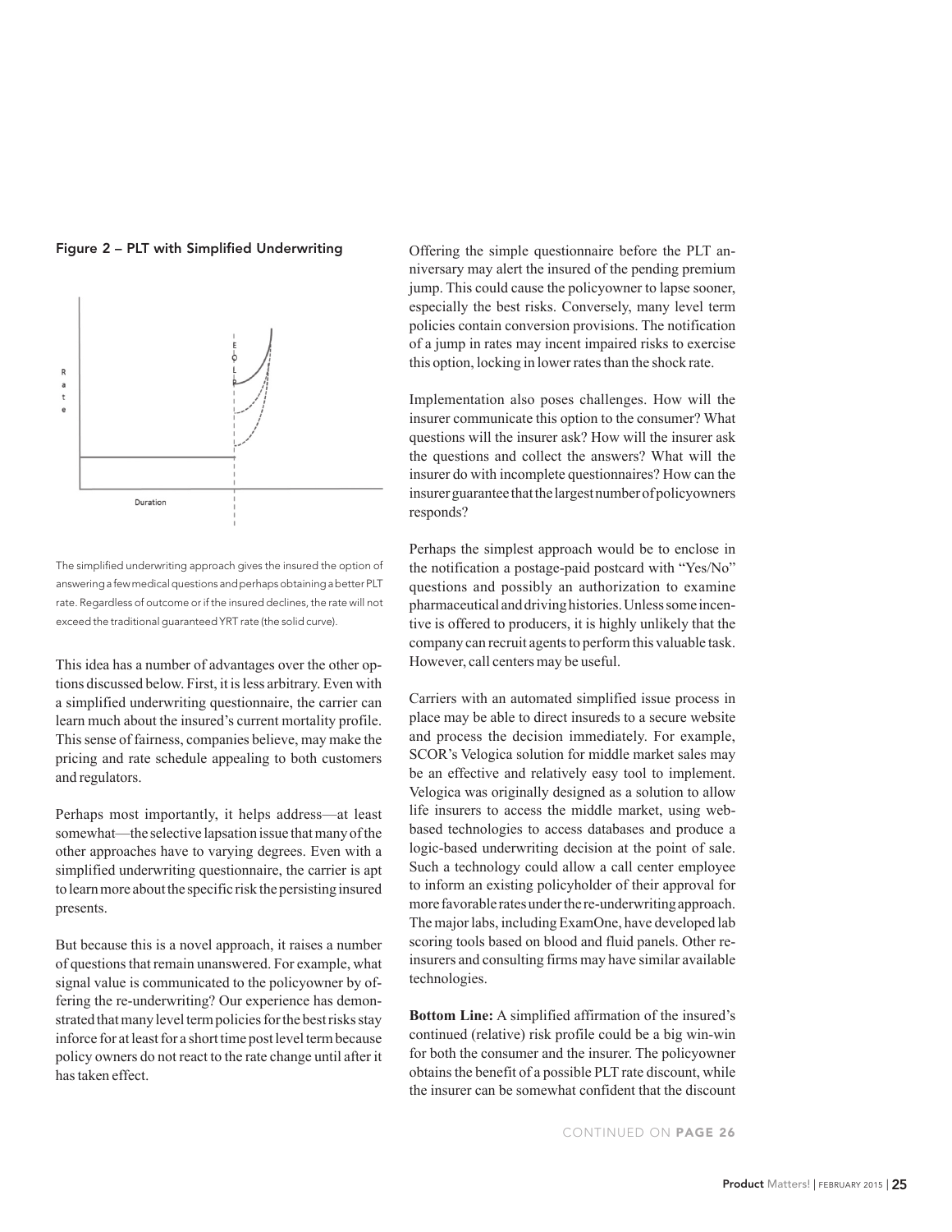**Figure 2 – PLT with Simplified Underwriting**

The simplified underwriting approach gives the insured the option of answering a few medical questions and perhaps obtaining a better PLT rate. Regardless of outcome or if the insured declines, the rate will not exceed the traditional guaranteed YRT rate (the solid curve).

This idea has a number of advantages over the other options discussed below. First, it is less arbitrary. Even with a simplified underwriting questionnaire, the carrier can learn much about the insured's current mortality profile. This sense of fairness, companies believe, may make the pricing and rate schedule appealing to both customers and regulators.

Perhaps most importantly, it helps address—at least somewhat—the selective lapsation issue that many of the other approaches have to varying degrees. Even with a simplified underwriting questionnaire, the carrier is apt to learn more about the specific risk the persisting insured presents.

But because this is a novel approach, it raises a number of questions that remain unanswered. For example, what signal value is communicated to the policyowner by offering the re-underwriting? Our experience has demonstrated that many level term policies for the best risks stay inforce for at least for a short time post level term because policy owners do not react to the rate change until after it has taken effect.

Offering the simple questionnaire before the PLT anniversary may alert the insured of the pending premium jump. This could cause the policyowner to lapse sooner, especially the best risks. Conversely, many level term policies contain conversion provisions. The notification of a jump in rates may incent impaired risks to exercise this option, locking in lower rates than the shock rate.

Implementation also poses challenges. How will the insurer communicate this option to the consumer? What questions will the insurer ask? How will the insurer ask the questions and collect the answers? What will the insurer do with incomplete questionnaires? How can the insurer guarantee that the largest number of policyowners responds?

Perhaps the simplest approach would be to enclose in the notification a postage-paid postcard with "Yes/No" questions and possibly an authorization to examine pharmaceutical and driving histories. Unless some incentive is offered to producers, it is highly unlikely that the company can recruit agents to perform this valuable task. However, call centers may be useful.

Carriers with an automated simplified issue process in place may be able to direct insureds to a secure website and process the decision immediately. For example, SCOR's Velogica solution for middle market sales may be an effective and relatively easy tool to implement. Velogica was originally designed as a solution to allow life insurers to access the middle market, using web-based technologies to access databases and produce a logic-based underwriting decision at the point of sale. Such a technology could allow a call center employee to inform an existing policyholder of their approval for more favorable rates under the re-underwriting approach. The major labs, including ExamOne, have developed lab scoring tools based on blood and fluid panels. Other reinsurers and consulting firms may have similar available technologies.

**Bottom Line:** A simplified affirmation of the insured's continued (relative) risk profile could be a big win-win for both the consumer and the insurer. The policyowner obtains the benefit of a possible PLT rate discount, while the insurer can be somewhat confident that the discount

CONTINUED ON **PAGE 26**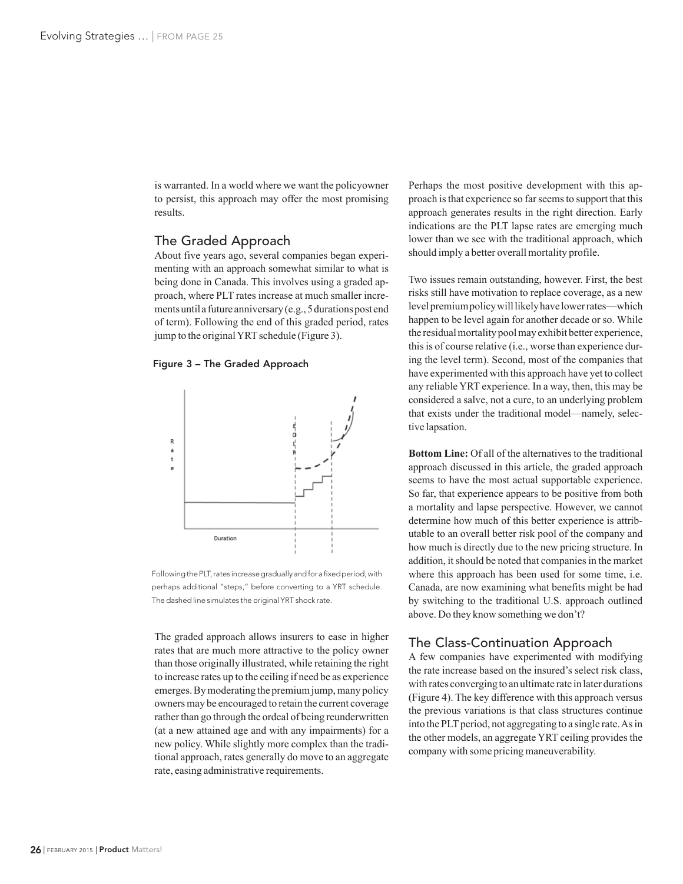is warranted. In a world where we want the policyowner to persist, this approach may offer the most promising results.

## The Graded Approach

About five years ago, several companies began experimenting with an approach somewhat similar to what is being done in Canada. This involves using a graded approach, where PLT rates increase at much smaller increments until a future anniversary (e.g., 5 durations post end of term). Following the end of this graded period, rates jump to the original YRT schedule (Figure 3).

**Figure 3 – The Graded Approach**

Following the PLT, rates increase gradually and for a fixed period, with perhaps additional "steps," before converting to a YRT schedule. The dashed line simulates the original YRT shock rate.

The graded approach allows insurers to ease in higher rates that are much more attractive to the policy owner than those originally illustrated, while retaining the right to increase rates up to the ceiling if need be as experience emerges. By moderating the premium jump, many policy owners may be encouraged to retain the current coverage rather than go through the ordeal of being reunderwritten (at a new attained age and with any impairments) for a new policy. While slightly more complex than the traditional approach, rates generally do move to an aggregate rate, easing administrative requirements.

Perhaps the most positive development with this approach is that experience so far seems to support that this approach generates results in the right direction. Early indications are the PLT lapse rates are emerging much lower than we see with the traditional approach, which should imply a better overall mortality profile.

Two issues remain outstanding, however. First, the best risks still have motivation to replace coverage, as a new level premium policy will likely have lower rates—which happen to be level again for another decade or so. While the residual mortality pool may exhibit better experience, this is of course relative (i.e., worse than experience during the level term). Second, most of the companies that have experimented with this approach have yet to collect any reliable YRT experience. In a way, then, this may be considered a salve, not a cure, to an underlying problem that exists under the traditional model—namely, selective lapsation.

**Bottom Line:** Of all of the alternatives to the traditional approach discussed in this article, the graded approach seems to have the most actual supportable experience. So far, that experience appears to be positive from both a mortality and lapse perspective. However, we cannot determine how much of this better experience is attributable to an overall better risk pool of the company and how much is directly due to the new pricing structure. In addition, it should be noted that companies in the market where this approach has been used for some time, i.e. Canada, are now examining what benefits might be had by switching to the traditional U.S. approach outlined above. Do they know something we don't?

## The Class-Continuation Approach

A few companies have experimented with modifying the rate increase based on the insured's select risk class, with rates converging to an ultimate rate in later durations (Figure 4). The key difference with this approach versus the previous variations is that class structures continue into the PLT period, not aggregating to a single rate. As in the other models, an aggregate YRT ceiling provides the company with some pricing maneuverability.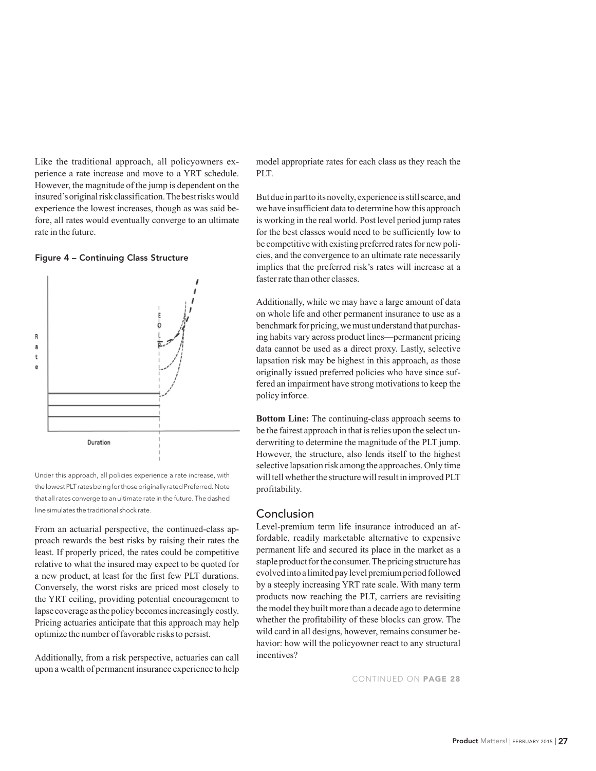Like the traditional approach, all policyowners experience a rate increase and move to a YRT schedule. However, the magnitude of the jump is dependent on the insured's original risk classification. The best risks would experience the lowest increases, though as was said before, all rates would eventually converge to an ultimate rate in the future.

#### Figure 4 – Continuing Class Structure

Under this approach, all policies experience a rate increase, with the lowest PLT rates being for those originally rated Preferred. Note that all rates converge to an ultimate rate in the future. The dashed line simulates the traditional shock rate.

From an actuarial perspective, the continued-class approach rewards the best risks by raising their rates the least. If properly priced, the rates could be competitive relative to what the insured may expect to be quoted for a new product, at least for the first few PLT durations. Conversely, the worst risks are priced most closely to the YRT ceiling, providing potential encouragement to lapse coverage as the policy becomes increasingly costly. Pricing actuaries anticipate that this approach may help optimize the number of favorable risks to persist.

Additionally, from a risk perspective, actuaries can call upon a wealth of permanent insurance experience to help model appropriate rates for each class as they reach the PLT.

But due in part to its novelty, experience is still scarce, and we have insufficient data to determine how this approach is working in the real world. Post level period jump rates for the best classes would need to be sufficiently low to be competitive with existing preferred rates for new policies, and the convergence to an ultimate rate necessarily implies that the preferred risk's rates will increase at a faster rate than other classes.

Additionally, while we may have a large amount of data on whole life and other permanent insurance to use as a benchmark for pricing, we must understand that purchasing habits vary across product lines—permanent pricing data cannot be used as a direct proxy. Lastly, selective lapsation risk may be highest in this approach, as those originally issued preferred policies who have since suffered an impairment have strong motivations to keep the policy inforce.

**Bottom Line:** The continuing-class approach seems to be the fairest approach in that is relies upon the select underwriting to determine the magnitude of the PLT jump. However, the structure, also lends itself to the highest selective lapsation risk among the approaches. Only time will tell whether the structure will result in improved PLT profitability.

## Conclusion

Level-premium term life insurance introduced an affordable, readily marketable alternative to expensive permanent life and secured its place in the market as a staple product for the consumer. The pricing structure has evolved into a limited pay level premium period followed by a steeply increasing YRT rate scale. With many term products now reaching the PLT, carriers are revisiting the model they built more than a decade ago to determine whether the profitability of these blocks can grow. The wild card in all designs, however, remains consumer behavior: how will the policyowner react to any structural incentives?

CONTINUED ON **PAGE 28**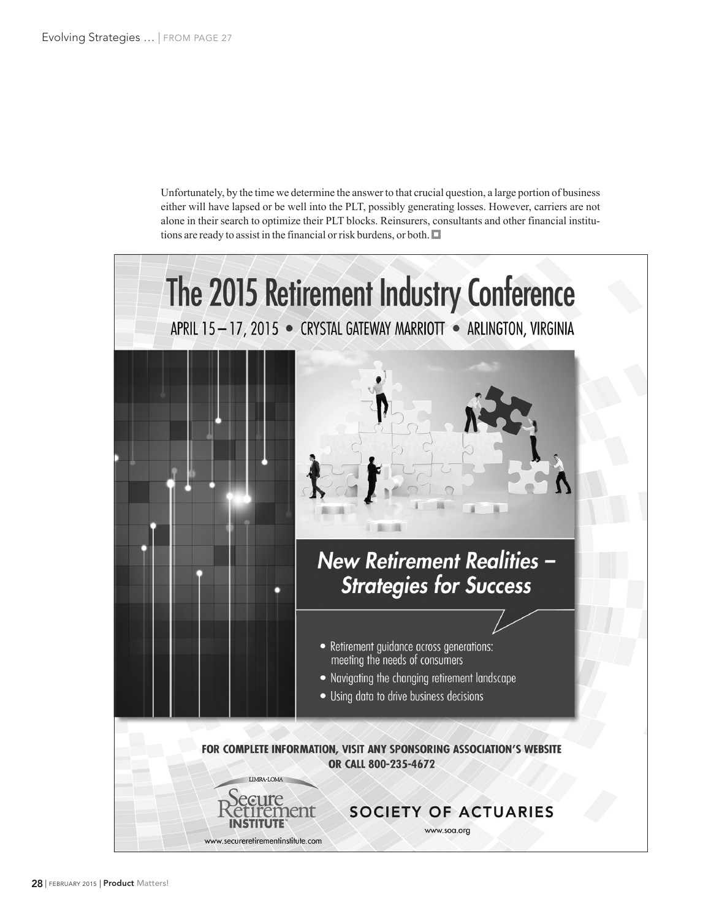Unfortunately, by the time we determine the answer to that crucial question, a large portion of business either will have lapsed or be well into the PLT, possibly generating losses. However, carriers are not alone in their search to optimize their PLT blocks. Reinsurers, consultants and other financial institutions are ready to assist in the financial or risk burdens, or both.

# The 2015 Retirement Industry Conference

APRIL 15 – 17, 2015 • CRYSTAL GATEWAY MARRIOTT • ARLINGTON, VIRGINIA

## *New Retirement Realities – Strategies for Success*

- Retirement guidance across generations: meeting the needs of consumers
- Navigating the changing retirement landscape
- Using data to drive business decisions

**FOR COMPLETE INFORMATION, VISIT ANY SPONSORING ASSOCIATION'S WEBSITE OR CALL 800-235-4672**

LIMRA-LOMA Secure Retirement Institute
www.secureretirementinstitute.com

SOCIETY OF ACTUARIES
www.soa.org